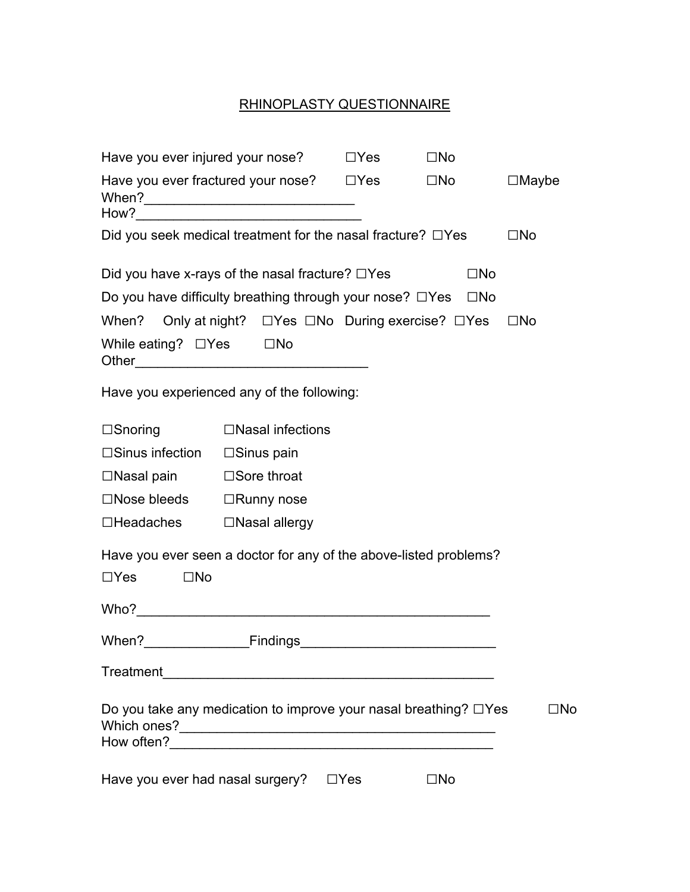# RHINOPLASTY QUESTIONNAIRE

Have you ever injured your nose? ☐Yes ☐No

Have you ever fractured your nose? ☐Yes ☐No ☐Maybe
When?____________________________
How?______________________________

Did you seek medical treatment for the nasal fracture? ☐Yes ☐No

Did you have x-rays of the nasal fracture? ☐Yes ☐No

Do you have difficulty breathing through your nose? ☐Yes ☐No

When? Only at night? ☐Yes ☐No During exercise? ☐Yes ☐No

While eating? ☐Yes ☐No
Other_______________________________

Have you experienced any of the following:

☐Snoring ☐Nasal infections

☐Sinus infection ☐Sinus pain

☐Nasal pain ☐Sore throat

☐Nose bleeds ☐Runny nose

☐Headaches ☐Nasal allergy

Have you ever seen a doctor for any of the above-listed problems?

☐Yes ☐No

Who?_______________________________________________

When?______________Findings__________________________

Treatment______________________________________________

Do you take any medication to improve your nasal breathing? ☐Yes ☐No
Which ones?___________________________________________
How often?____________________________________________

Have you ever had nasal surgery? ☐Yes ☐No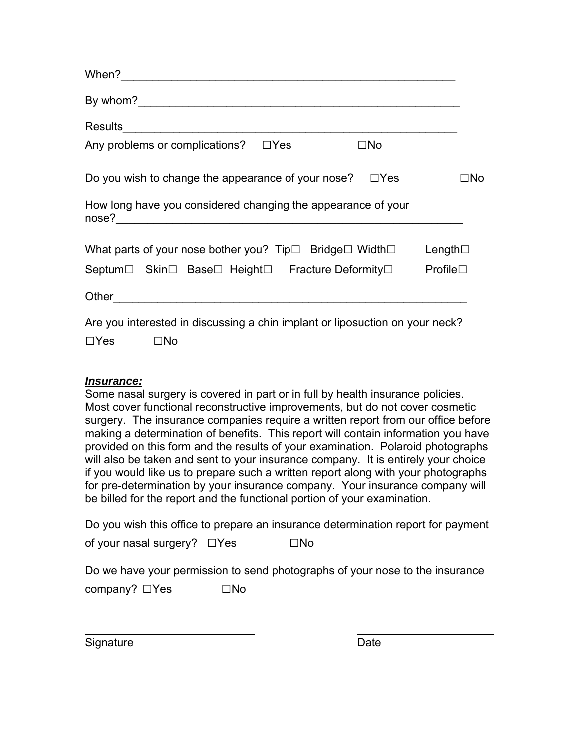When?_____________________________________________________

By whom?__________________________________________________

Results____________________________________________________

Any problems or complications? ☐Yes ☐No

Do you wish to change the appearance of your nose? ☐Yes ☐No

How long have you considered changing the appearance of your nose?______________________________________________________

What parts of your nose bother you? Tip☐ Bridge☐ Width☐ Length☐

Septum☐ Skin☐ Base☐ Height☐ Fracture Deformity☐ Profile☐

Other_____________________________________________________

Are you interested in discussing a chin implant or liposuction on your neck?

☐Yes ☐No

***Insurance:***

Some nasal surgery is covered in part or in full by health insurance policies. Most cover functional reconstructive improvements, but do not cover cosmetic surgery. The insurance companies require a written report from our office before making a determination of benefits. This report will contain information you have provided on this form and the results of your examination. Polaroid photographs will also be taken and sent to your insurance company. It is entirely your choice if you would like us to prepare such a written report along with your photographs for pre-determination by your insurance company. Your insurance company will be billed for the report and the functional portion of your examination.

Do you wish this office to prepare an insurance determination report for payment of your nasal surgery? ☐Yes ☐No

Do we have your permission to send photographs of your nose to the insurance company? ☐Yes ☐No

_____________________________ _____________________________

Signature Date